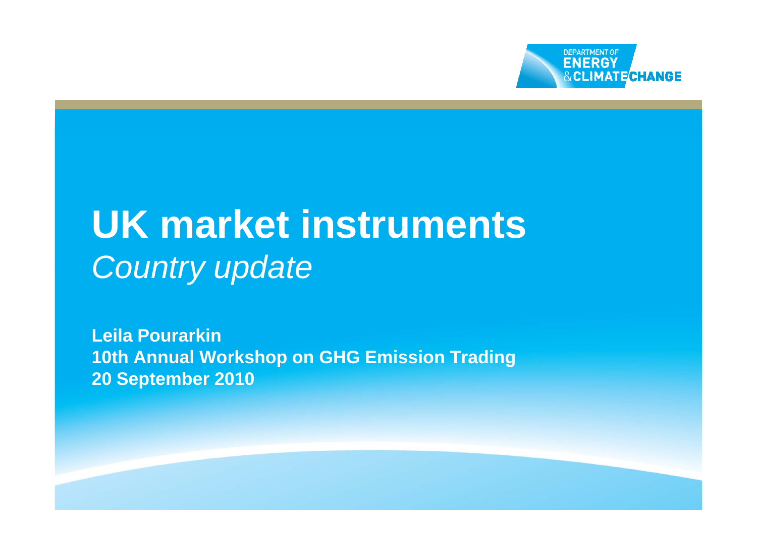DEPARTMENT OF ENERGY & CLIMATE CHANGE

# UK market instruments

*Country update*

**Leila Pourarkin**
**10th Annual Workshop on GHG Emission Trading**
**20 September 2010**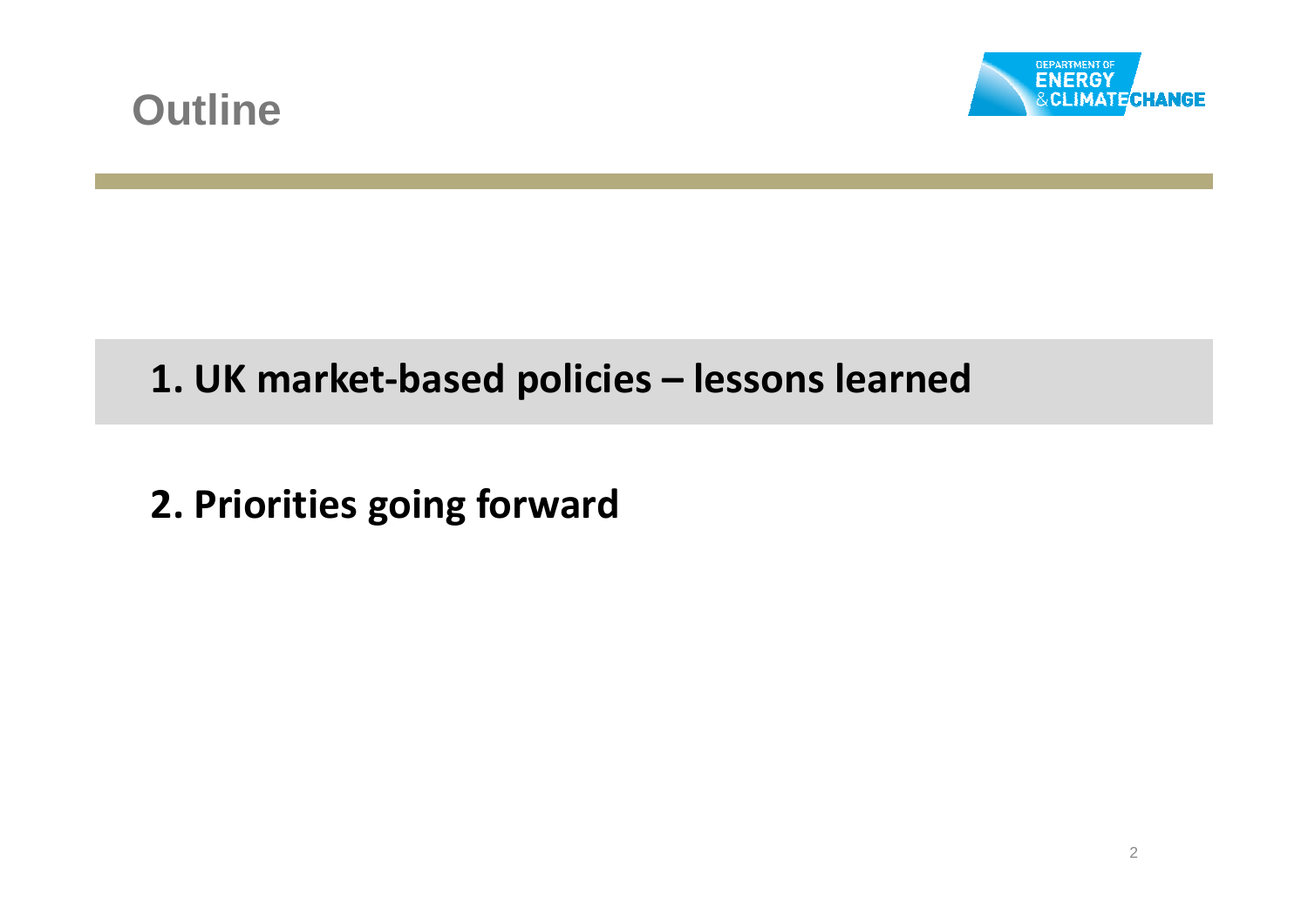# Outline

1. **UK market-based policies – lessons learned**

2. **Priorities going forward**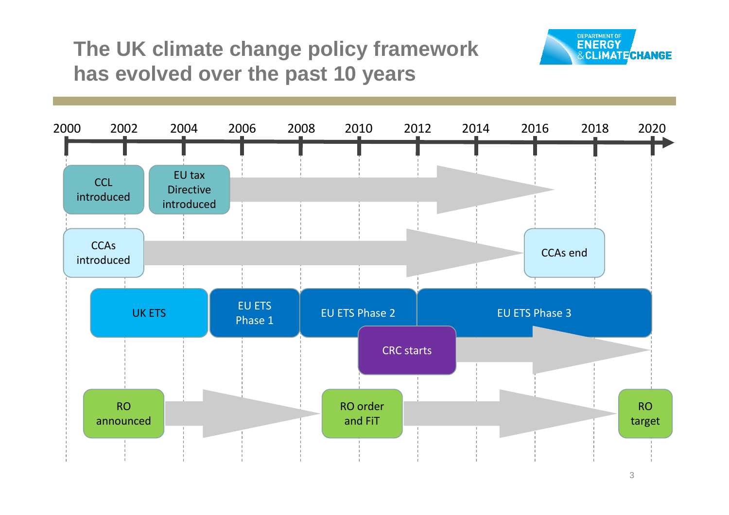# The UK climate change policy framework has evolved over the past 10 years

2000 | 2002 | 2004 | 2006 | 2008 | 2010 | 2012 | 2014 | 2016 | 2018 | 2020

- CCL introduced
- EU tax Directive introduced
- CCAs introduced → CCAs end
- UK ETS
- EU ETS Phase 1
- EU ETS Phase 2
- EU ETS Phase 3
- CRC starts
- RO announced → RO order and FiT → RO target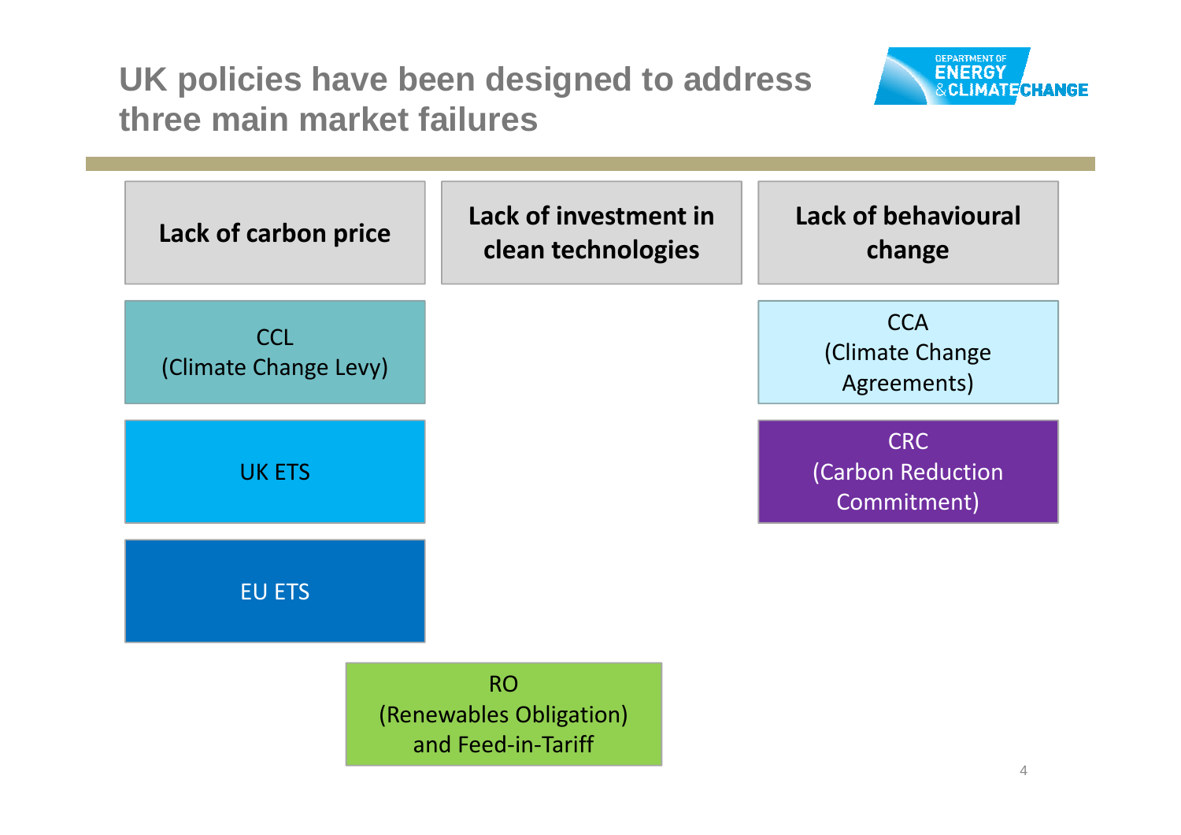# UK policies have been designed to address three main market failures

| Lack of carbon price | Lack of investment in clean technologies | Lack of behavioural change |
| --- | --- | --- |
| CCL (Climate Change Levy) | | CCA (Climate Change Agreements) |
| UK ETS | | CRC (Carbon Reduction Commitment) |
| EU ETS | | |

RO (Renewables Obligation) and Feed-in-Tariff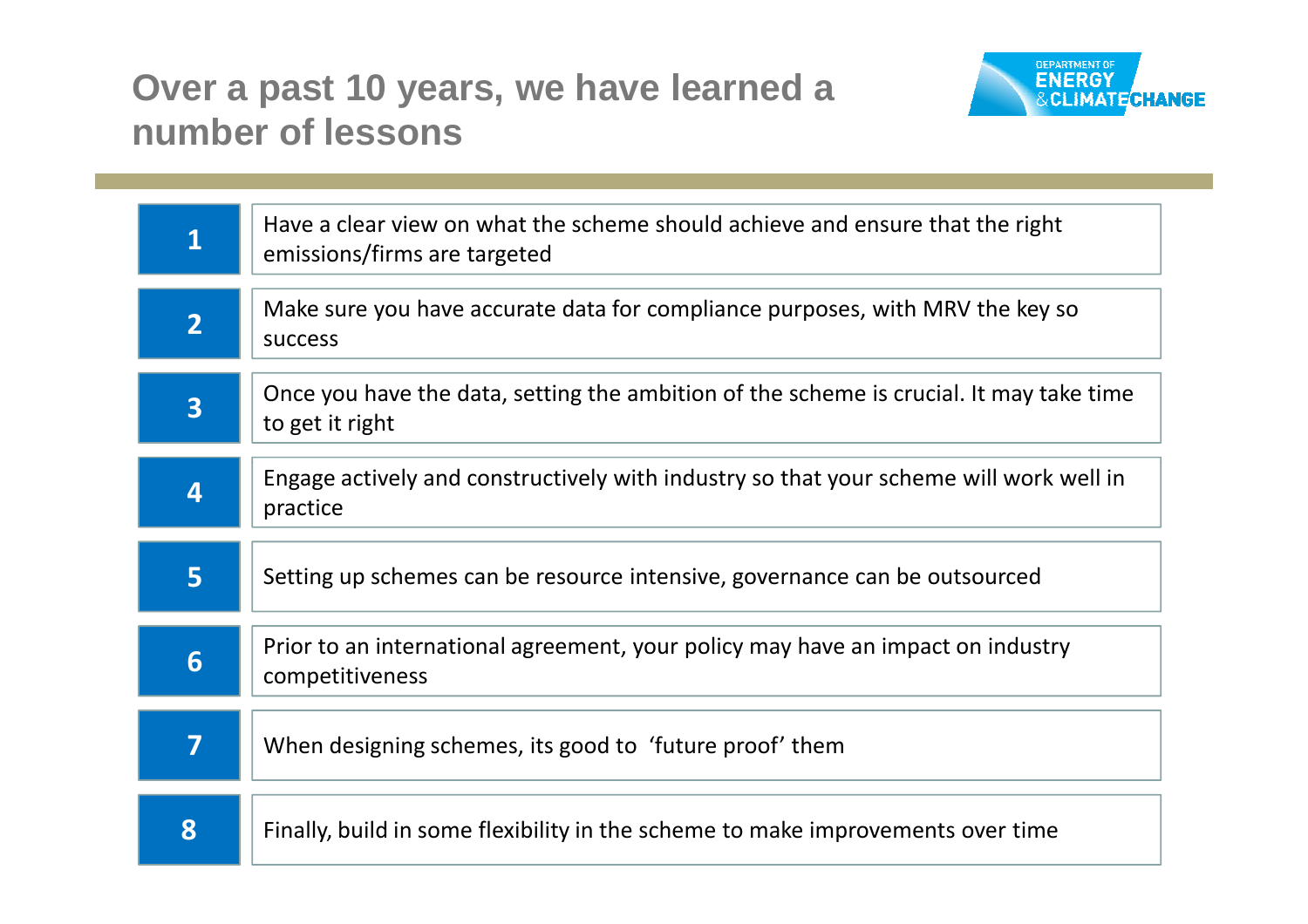# Over a past 10 years, we have learned a number of lessons

1. Have a clear view on what the scheme should achieve and ensure that the right emissions/firms are targeted
2. Make sure you have accurate data for compliance purposes, with MRV the key so success
3. Once you have the data, setting the ambition of the scheme is crucial. It may take time to get it right
4. Engage actively and constructively with industry so that your scheme will work well in practice
5. Setting up schemes can be resource intensive, governance can be outsourced
6. Prior to an international agreement, your policy may have an impact on industry competitiveness
7. When designing schemes, its good to 'future proof' them
8. Finally, build in some flexibility in the scheme to make improvements over time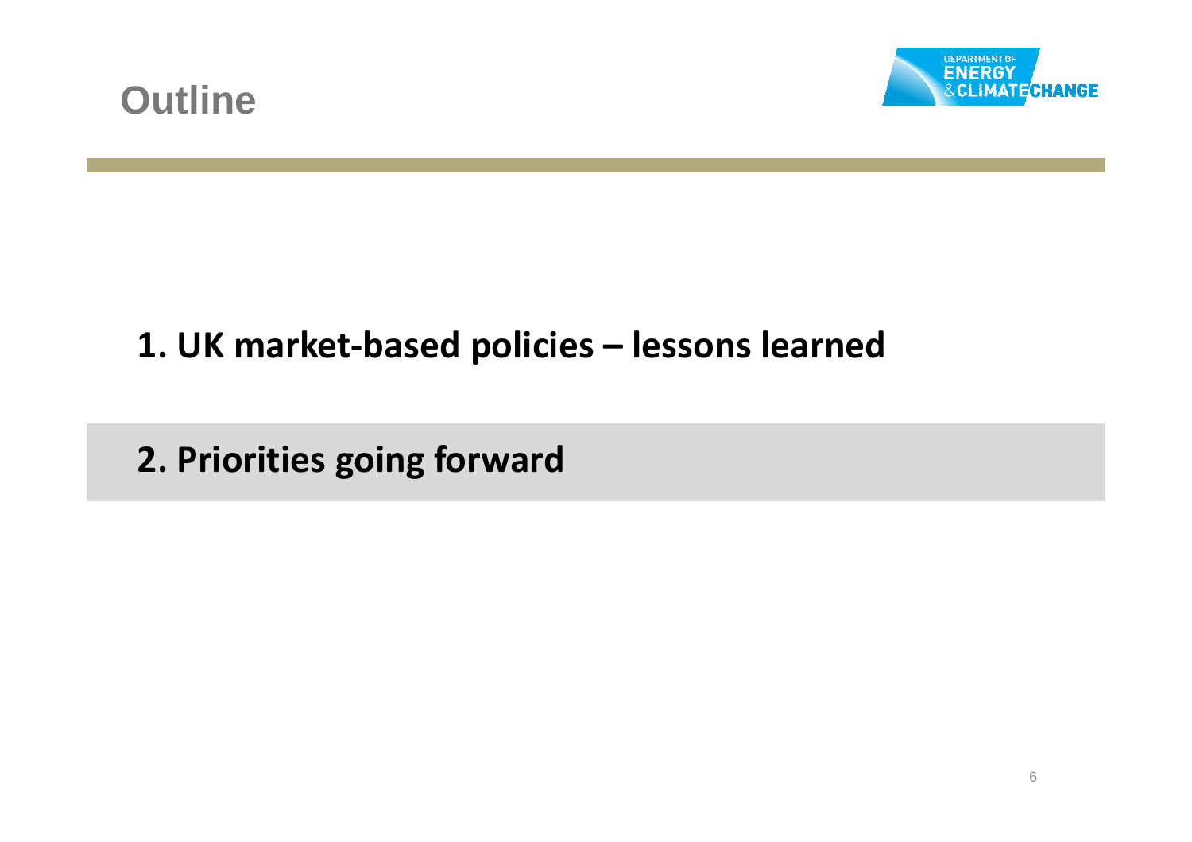# Outline

1. **UK market-based policies – lessons learned**

2. **Priorities going forward**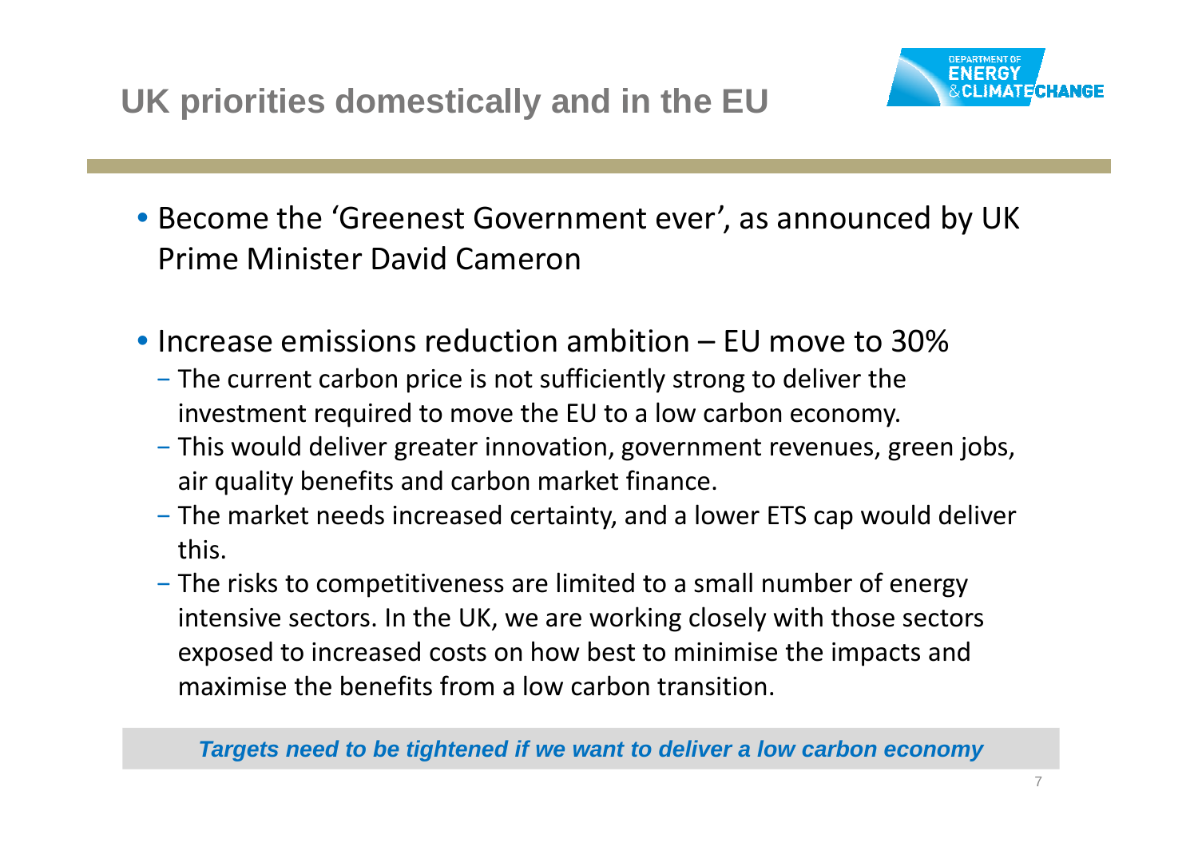# UK priorities domestically and in the EU

- Become the 'Greenest Government ever', as announced by UK Prime Minister David Cameron

- Increase emissions reduction ambition – EU move to 30%
  - The current carbon price is not sufficiently strong to deliver the investment required to move the EU to a low carbon economy.
  - This would deliver greater innovation, government revenues, green jobs, air quality benefits and carbon market finance.
  - The market needs increased certainty, and a lower ETS cap would deliver this.
  - The risks to competitiveness are limited to a small number of energy intensive sectors. In the UK, we are working closely with those sectors exposed to increased costs on how best to minimise the impacts and maximise the benefits from a low carbon transition.

***Targets need to be tightened if we want to deliver a low carbon economy***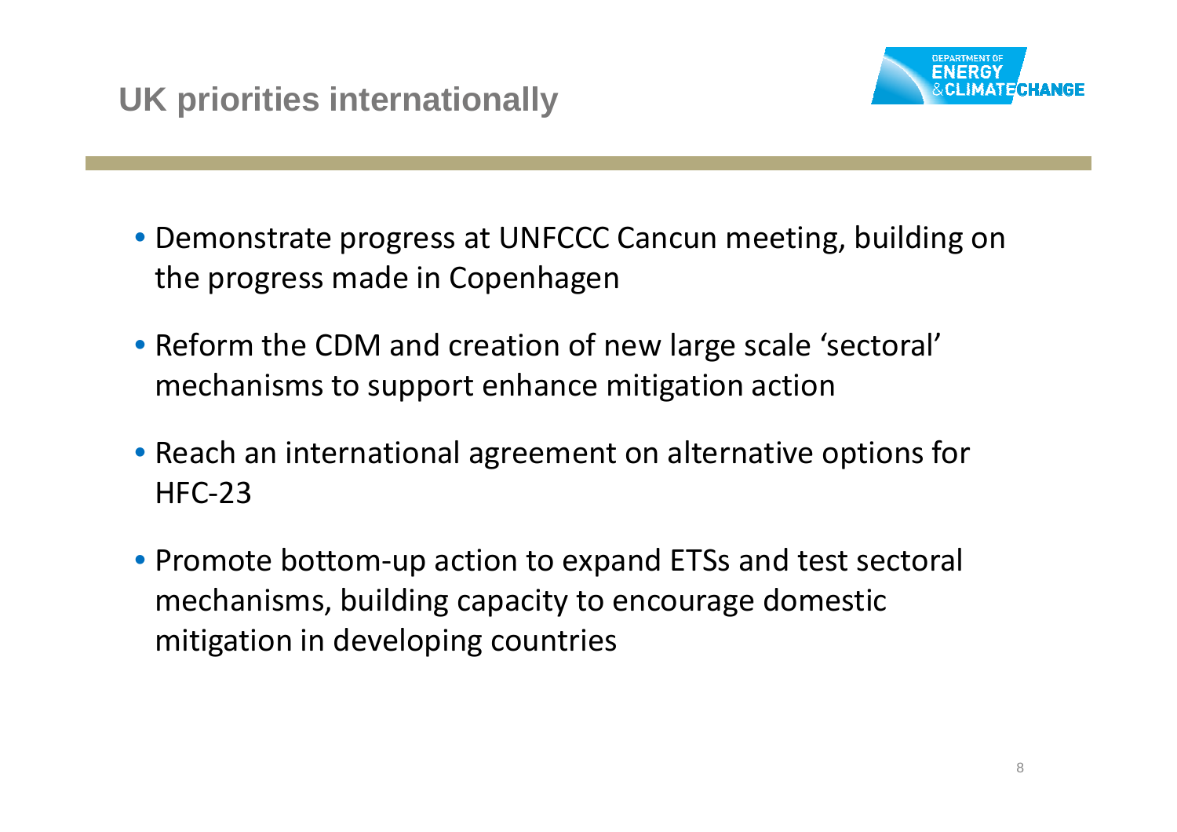## UK priorities internationally

- Demonstrate progress at UNFCCC Cancun meeting, building on the progress made in Copenhagen
- Reform the CDM and creation of new large scale 'sectoral' mechanisms to support enhance mitigation action
- Reach an international agreement on alternative options for HFC-23
- Promote bottom-up action to expand ETSs and test sectoral mechanisms, building capacity to encourage domestic mitigation in developing countries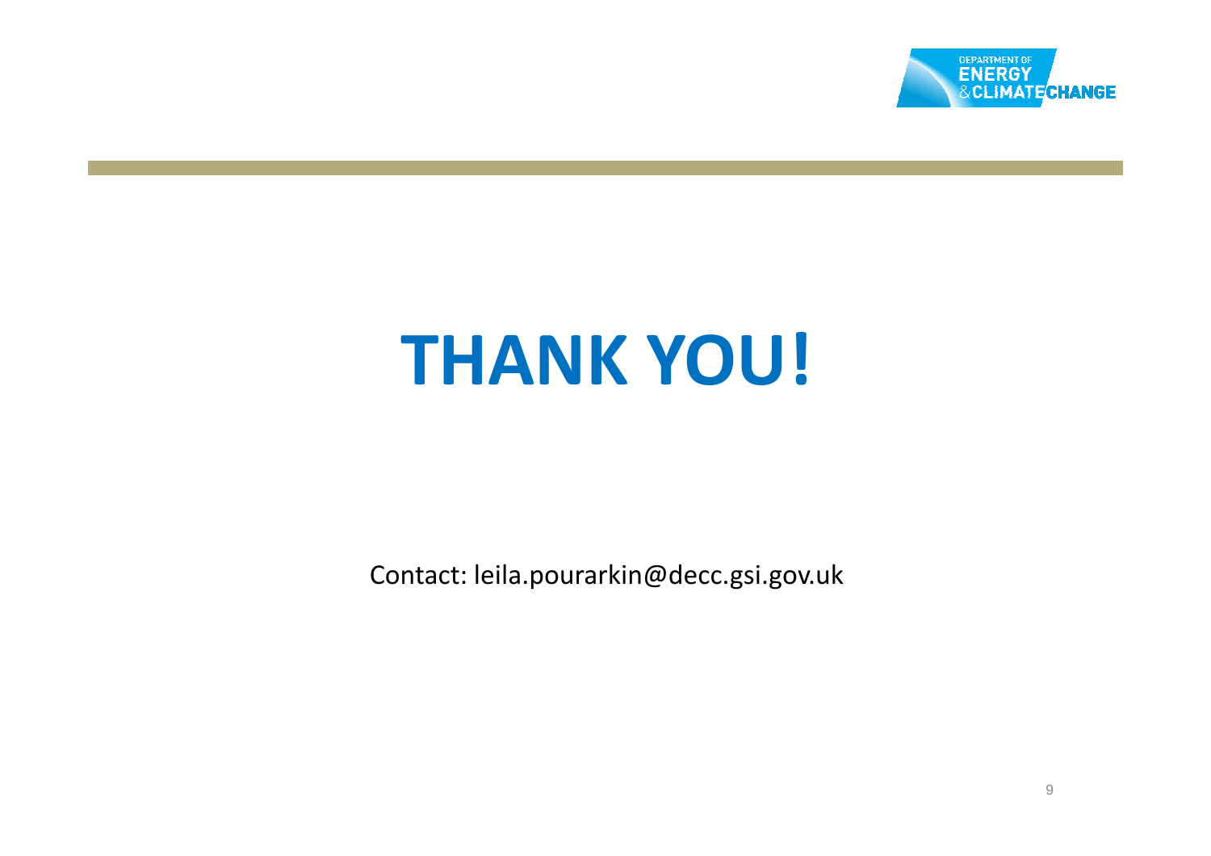# THANK YOU!

Contact: leila.pourarkin@decc.gsi.gov.uk